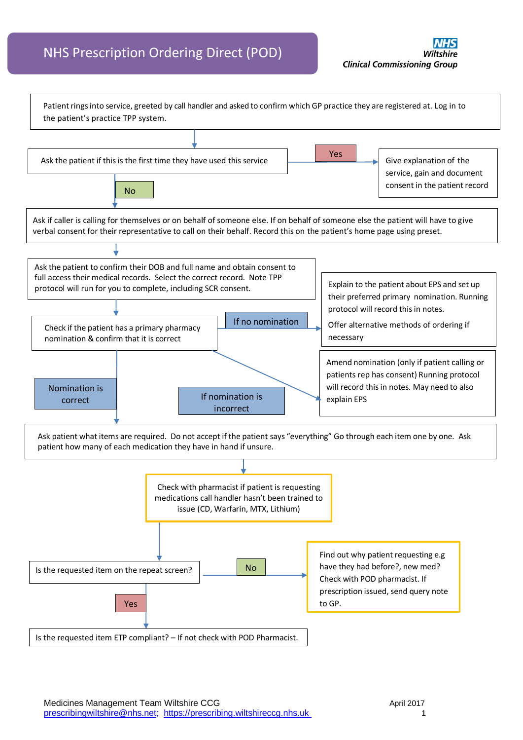# NHS Prescription Ordering Direct (POD)

**NHS Wiltshire**
***Clinical Commissioning Group***

Patient rings into service, greeted by call handler and asked to confirm which GP practice they are registered at. Log in to the patient's practice TPP system.

Ask the patient if this is the first time they have used this service

- **Yes** → Give explanation of the service, gain and document consent in the patient record
- **No** ↓

Ask if caller is calling for themselves or on behalf of someone else. If on behalf of someone else the patient will have to give verbal consent for their representative to call on their behalf. Record this on the patient's home page using preset.

Ask the patient to confirm their DOB and full name and obtain consent to full access their medical records. Select the correct record. Note TPP protocol will run for you to complete, including SCR consent.

Check if the patient has a primary pharmacy nomination & confirm that it is correct

- **If no nomination** → Explain to the patient about EPS and set up their preferred primary nomination. Running protocol will record this in notes.

  Offer alternative methods of ordering if necessary
- **If nomination is incorrect** → Amend nomination (only if patient calling or patients rep has consent) Running protocol will record this in notes. May need to also explain EPS
- **Nomination is correct** ↓

Ask patient what items are required. Do not accept if the patient says "everything" Go through each item one by one. Ask patient how many of each medication they have in hand if unsure.

Check with pharmacist if patient is requesting medications call handler hasn't been trained to issue (CD, Warfarin, MTX, Lithium)

Is the requested item on the repeat screen?

- **No** → Find out why patient requesting e.g have they had before?, new med? Check with POD pharmacist. If prescription issued, send query note to GP.
- **Yes** ↓

Is the requested item ETP compliant? – If not check with POD Pharmacist.

Medicines Management Team Wiltshire CCG
prescribingwiltshire@nhs.net; https://prescribing.wiltshireccg.nhs.uk

April 2017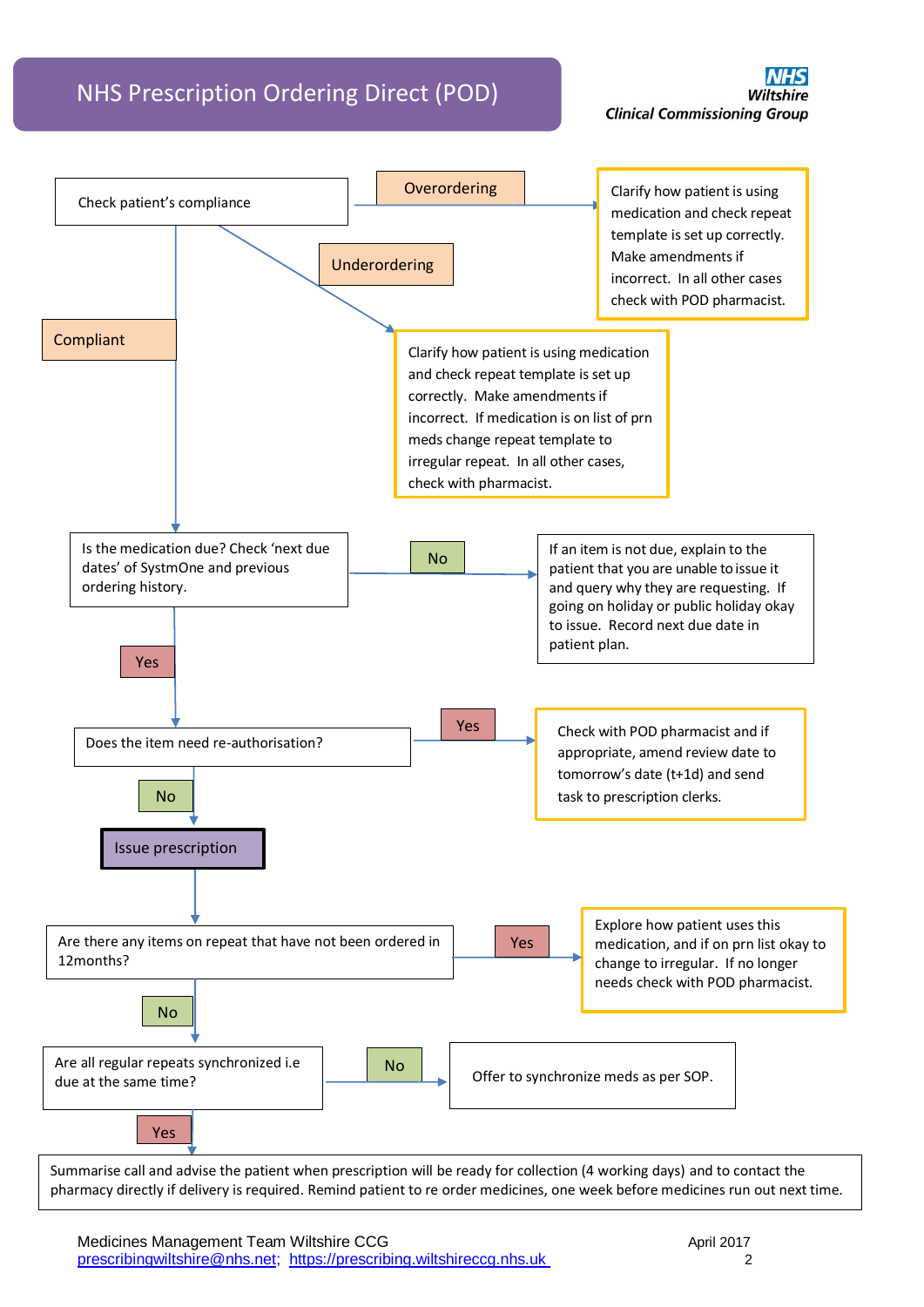# NHS Prescription Ordering Direct (POD)

**NHS Wiltshire**
***Clinical Commissioning Group***

Check patient's compliance

- **Overordering** → Clarify how patient is using medication and check repeat template is set up correctly. Make amendments if incorrect. In all other cases check with POD pharmacist.
- **Underordering** → Clarify how patient is using medication and check repeat template is set up correctly. Make amendments if incorrect. If medication is on list of prn meds change repeat template to irregular repeat. In all other cases, check with pharmacist.
- **Compliant** ↓

Is the medication due? Check 'next due dates' of SystmOne and previous ordering history.

- **No** → If an item is not due, explain to the patient that you are unable to issue it and query why they are requesting. If going on holiday or public holiday okay to issue. Record next due date in patient plan.
- **Yes** ↓

Does the item need re-authorisation?

- **Yes** → Check with POD pharmacist and if appropriate, amend review date to tomorrow's date (t+1d) and send task to prescription clerks.
- **No** ↓

**Issue prescription**

↓

Are there any items on repeat that have not been ordered in 12months?

- **Yes** → Explore how patient uses this medication, and if on prn list okay to change to irregular. If no longer needs check with POD pharmacist.
- **No** ↓

Are all regular repeats synchronized i.e due at the same time?

- **No** → Offer to synchronize meds as per SOP.
- **Yes** ↓

Summarise call and advise the patient when prescription will be ready for collection (4 working days) and to contact the pharmacy directly if delivery is required. Remind patient to re order medicines, one week before medicines run out next time.

Medicines Management Team Wiltshire CCG
prescribingwiltshire@nhs.net; https://prescribing.wiltshireccg.nhs.uk

April 2017